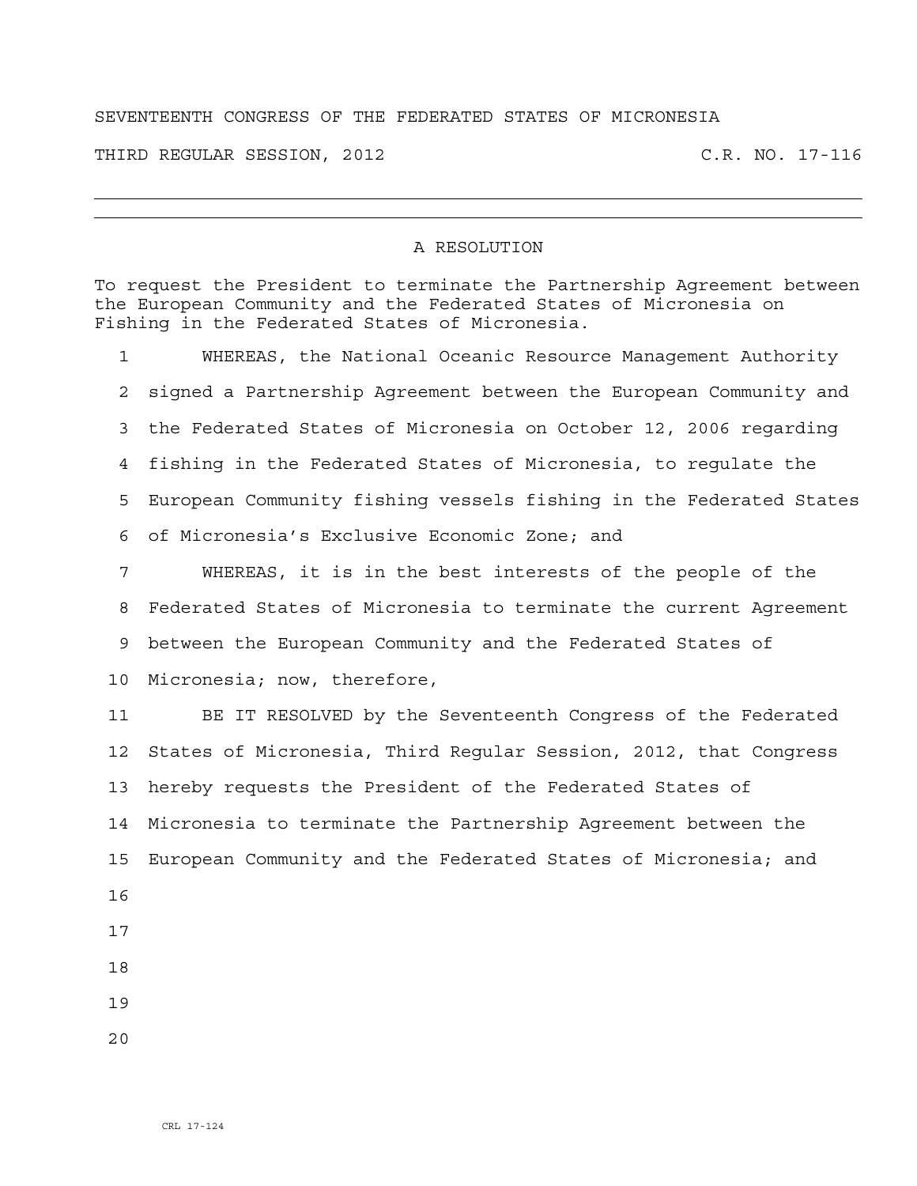SEVENTEENTH CONGRESS OF THE FEDERATED STATES OF MICRONESIA

THIRD REGULAR SESSION, 2012 C.R. NO. 17-116

---

## A RESOLUTION

To request the President to terminate the Partnership Agreement between the European Community and the Federated States of Micronesia on Fishing in the Federated States of Micronesia.

WHEREAS, the National Oceanic Resource Management Authority signed a Partnership Agreement between the European Community and the Federated States of Micronesia on October 12, 2006 regarding fishing in the Federated States of Micronesia, to regulate the European Community fishing vessels fishing in the Federated States of Micronesia's Exclusive Economic Zone; and

WHEREAS, it is in the best interests of the people of the Federated States of Micronesia to terminate the current Agreement between the European Community and the Federated States of Micronesia; now, therefore,

BE IT RESOLVED by the Seventeenth Congress of the Federated States of Micronesia, Third Regular Session, 2012, that Congress hereby requests the President of the Federated States of Micronesia to terminate the Partnership Agreement between the European Community and the Federated States of Micronesia; and

CRL 17-124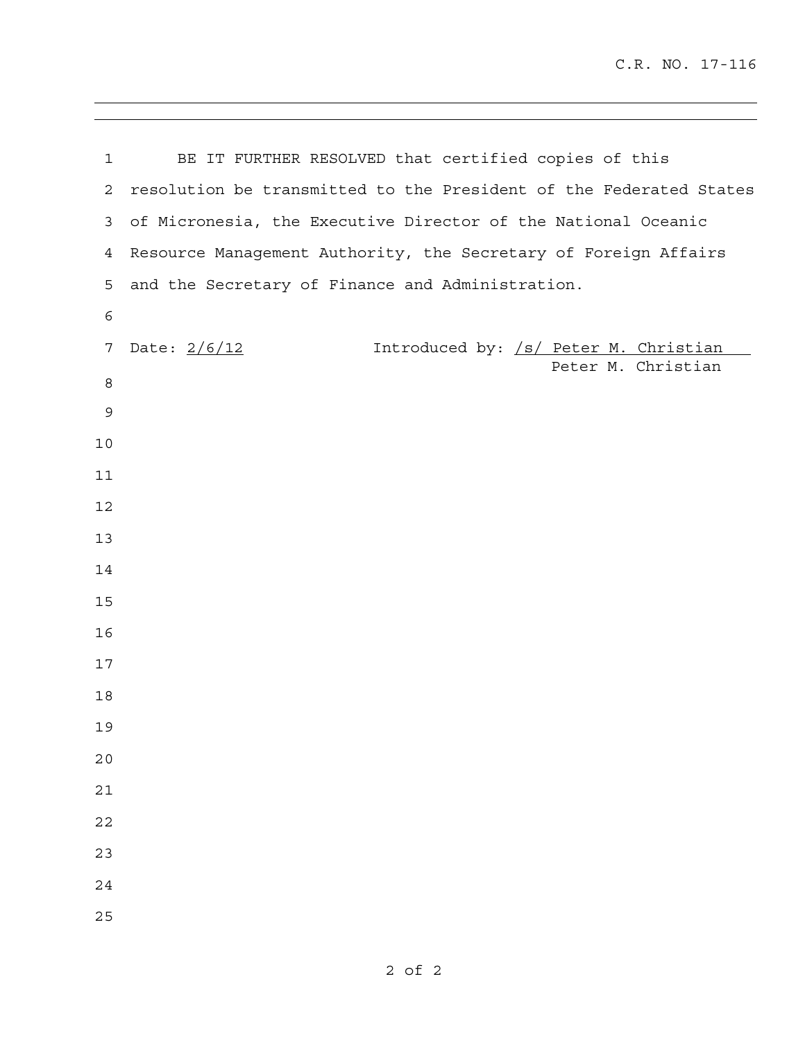BE IT FURTHER RESOLVED that certified copies of this resolution be transmitted to the President of the Federated States of Micronesia, the Executive Director of the National Oceanic Resource Management Authority, the Secretary of Foreign Affairs and the Secretary of Finance and Administration.

Date: 2/6/12

Introduced by: /s/ Peter M. Christian

Peter M. Christian